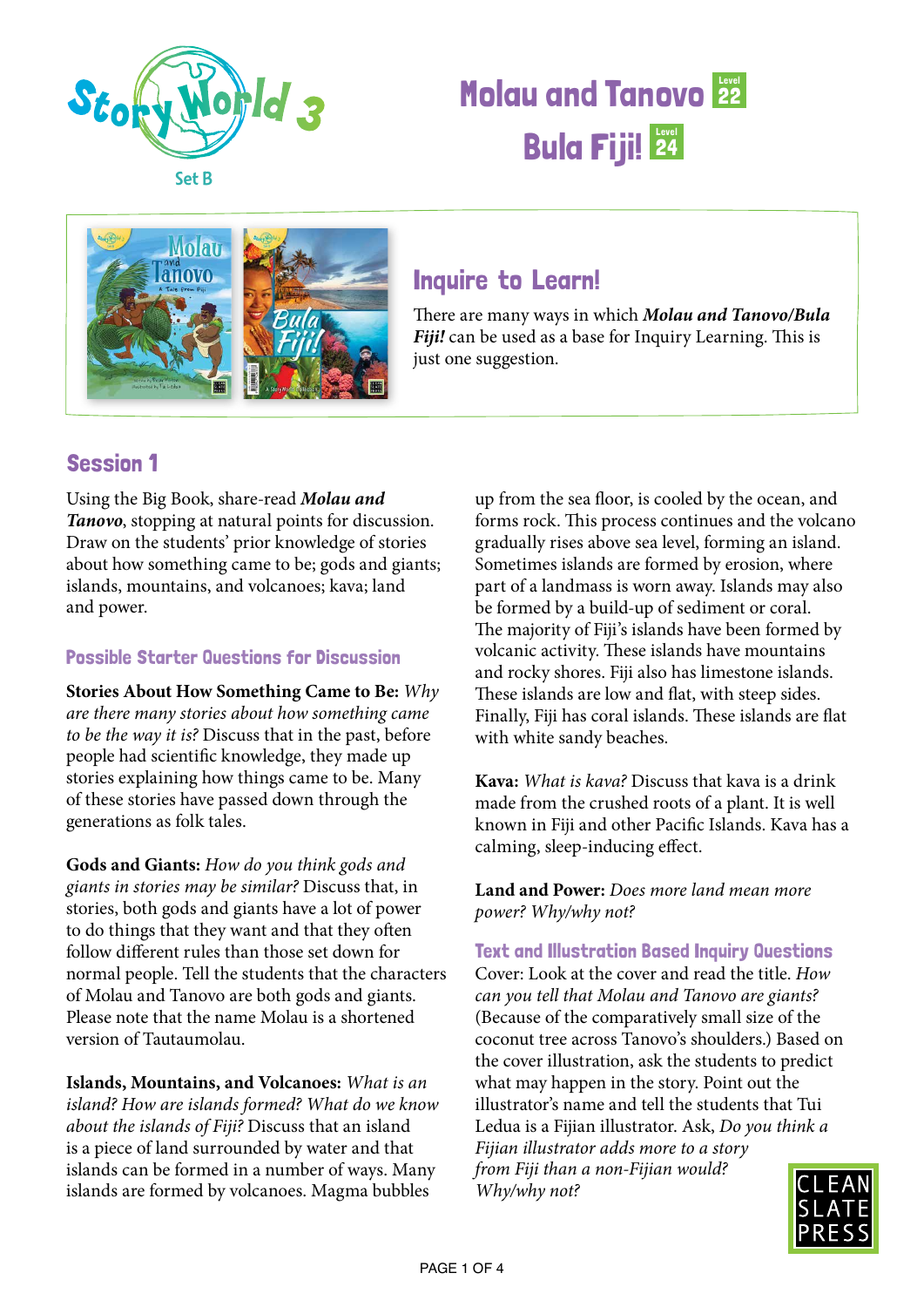Story World 3

Set B

# Molau and Tanovo Level 22

# Bula Fiji! Level 24

## Inquire to Learn!

There are many ways in which ***Molau and Tanovo/Bula Fiji!*** can be used as a base for Inquiry Learning. This is just one suggestion.

## Session 1

Using the Big Book, share-read ***Molau and Tanovo***, stopping at natural points for discussion. Draw on the students' prior knowledge of stories about how something came to be; gods and giants; islands, mountains, and volcanoes; kava; land and power.

### Possible Starter Questions for Discussion

**Stories About How Something Came to Be:** *Why are there many stories about how something came to be the way it is?* Discuss that in the past, before people had scientific knowledge, they made up stories explaining how things came to be. Many of these stories have passed down through the generations as folk tales.

**Gods and Giants:** *How do you think gods and giants in stories may be similar?* Discuss that, in stories, both gods and giants have a lot of power to do things that they want and that they often follow different rules than those set down for normal people. Tell the students that the characters of Molau and Tanovo are both gods and giants. Please note that the name Molau is a shortened version of Tautaumolau.

**Islands, Mountains, and Volcanoes:** *What is an island? How are islands formed? What do we know about the islands of Fiji?* Discuss that an island is a piece of land surrounded by water and that islands can be formed in a number of ways. Many islands are formed by volcanoes. Magma bubbles up from the sea floor, is cooled by the ocean, and forms rock. This process continues and the volcano gradually rises above sea level, forming an island. Sometimes islands are formed by erosion, where part of a landmass is worn away. Islands may also be formed by a build-up of sediment or coral. The majority of Fiji's islands have been formed by volcanic activity. These islands have mountains and rocky shores. Fiji also has limestone islands. These islands are low and flat, with steep sides. Finally, Fiji has coral islands. These islands are flat with white sandy beaches.

**Kava:** *What is kava?* Discuss that kava is a drink made from the crushed roots of a plant. It is well known in Fiji and other Pacific Islands. Kava has a calming, sleep-inducing effect.

**Land and Power:** *Does more land mean more power? Why/why not?*

### Text and Illustration Based Inquiry Questions

Cover: Look at the cover and read the title. *How can you tell that Molau and Tanovo are giants?* (Because of the comparatively small size of the coconut tree across Tanovo's shoulders.) Based on the cover illustration, ask the students to predict what may happen in the story. Point out the illustrator's name and tell the students that Tui Ledua is a Fijian illustrator. Ask, *Do you think a Fijian illustrator adds more to a story from Fiji than a non-Fijian would? Why/why not?*

CLEAN SLATE PRESS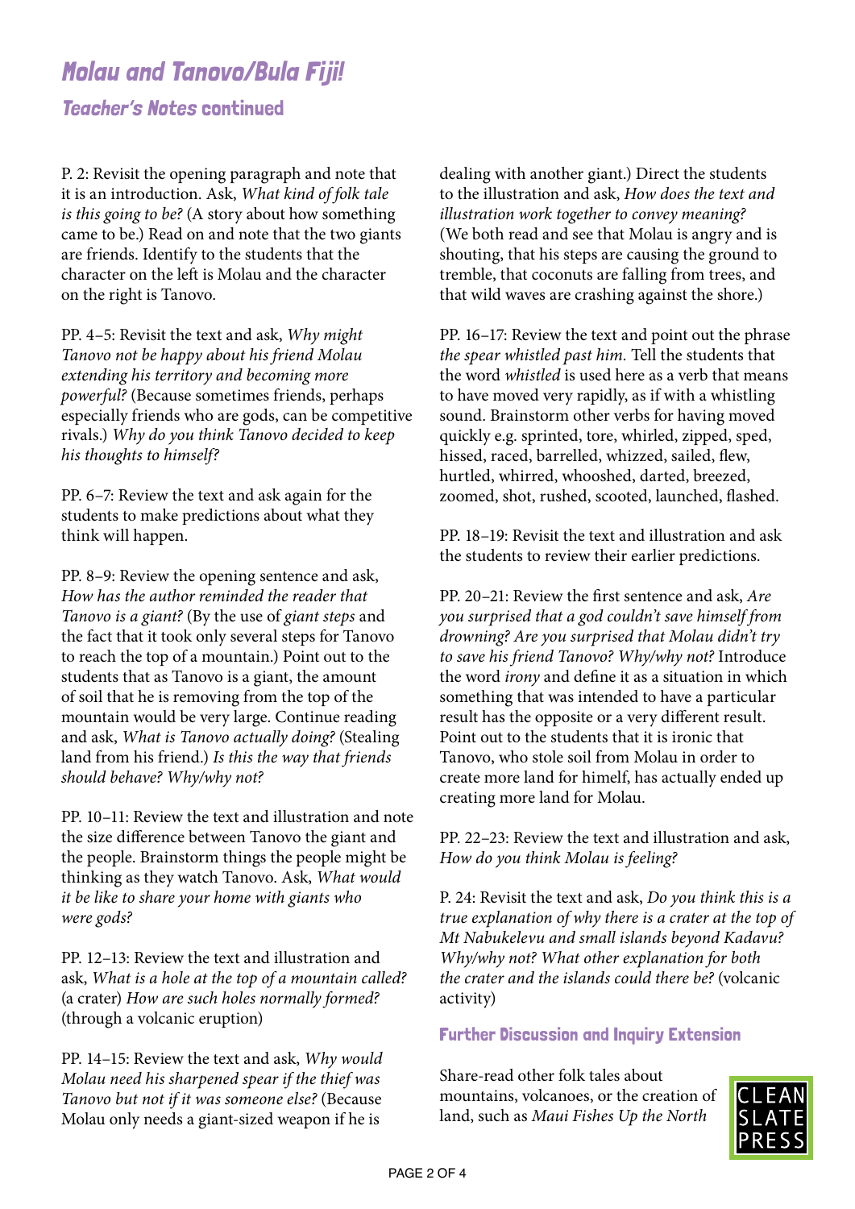## *Molau and Tanovo/Bula Fiji!*

### *Teacher's Notes* continued

P. 2: Revisit the opening paragraph and note that it is an introduction. Ask, *What kind of folk tale is this going to be?* (A story about how something came to be.) Read on and note that the two giants are friends. Identify to the students that the character on the left is Molau and the character on the right is Tanovo.

PP. 4–5: Revisit the text and ask, *Why might Tanovo not be happy about his friend Molau extending his territory and becoming more powerful?* (Because sometimes friends, perhaps especially friends who are gods, can be competitive rivals.) *Why do you think Tanovo decided to keep his thoughts to himself?*

PP. 6–7: Review the text and ask again for the students to make predictions about what they think will happen.

PP. 8–9: Review the opening sentence and ask, *How has the author reminded the reader that Tanovo is a giant?* (By the use of *giant steps* and the fact that it took only several steps for Tanovo to reach the top of a mountain.) Point out to the students that as Tanovo is a giant, the amount of soil that he is removing from the top of the mountain would be very large. Continue reading and ask, *What is Tanovo actually doing?* (Stealing land from his friend.) *Is this the way that friends should behave? Why/why not?*

PP. 10–11: Review the text and illustration and note the size difference between Tanovo the giant and the people. Brainstorm things the people might be thinking as they watch Tanovo. Ask, *What would it be like to share your home with giants who were gods?*

PP. 12–13: Review the text and illustration and ask, *What is a hole at the top of a mountain called?* (a crater) *How are such holes normally formed?* (through a volcanic eruption)

PP. 14–15: Review the text and ask, *Why would Molau need his sharpened spear if the thief was Tanovo but not if it was someone else?* (Because Molau only needs a giant-sized weapon if he is dealing with another giant.) Direct the students to the illustration and ask, *How does the text and illustration work together to convey meaning?* (We both read and see that Molau is angry and is shouting, that his steps are causing the ground to tremble, that coconuts are falling from trees, and that wild waves are crashing against the shore.)

PP. 16–17: Review the text and point out the phrase *the spear whistled past him.* Tell the students that the word *whistled* is used here as a verb that means to have moved very rapidly, as if with a whistling sound. Brainstorm other verbs for having moved quickly e.g. sprinted, tore, whirled, zipped, sped, hissed, raced, barrelled, whizzed, sailed, flew, hurtled, whirred, whooshed, darted, breezed, zoomed, shot, rushed, scooted, launched, flashed.

PP. 18–19: Revisit the text and illustration and ask the students to review their earlier predictions.

PP. 20–21: Review the first sentence and ask, *Are you surprised that a god couldn't save himself from drowning? Are you surprised that Molau didn't try to save his friend Tanovo? Why/why not?* Introduce the word *irony* and define it as a situation in which something that was intended to have a particular result has the opposite or a very different result. Point out to the students that it is ironic that Tanovo, who stole soil from Molau in order to create more land for himelf, has actually ended up creating more land for Molau.

PP. 22–23: Review the text and illustration and ask, *How do you think Molau is feeling?*

P. 24: Revisit the text and ask, *Do you think this is a true explanation of why there is a crater at the top of Mt Nabukelevu and small islands beyond Kadavu? Why/why not? What other explanation for both the crater and the islands could there be?* (volcanic activity)

### Further Discussion and Inquiry Extension

Share-read other folk tales about mountains, volcanoes, or the creation of land, such as *Maui Fishes Up the North*

CLEAN SLATE PRESS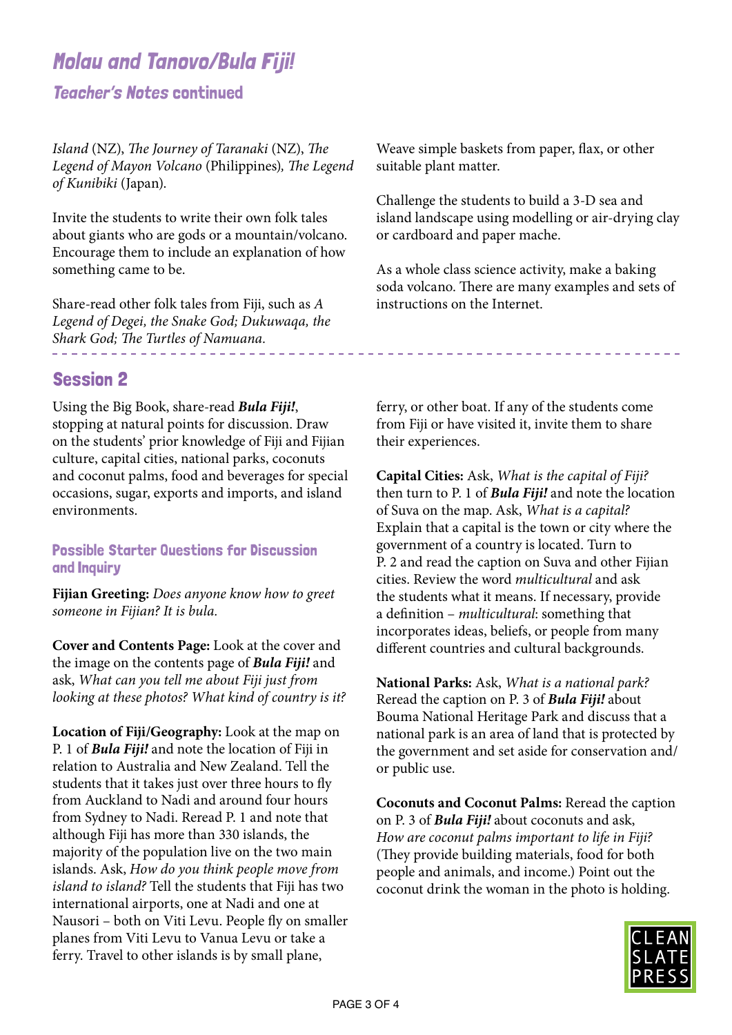## *Molau and Tanovo/Bula Fiji!*

### *Teacher's Notes* continued

*Island* (NZ), *The Journey of Taranaki* (NZ), *The Legend of Mayon Volcano* (Philippines)*, The Legend of Kunibiki* (Japan).

Invite the students to write their own folk tales about giants who are gods or a mountain/volcano. Encourage them to include an explanation of how something came to be.

Share-read other folk tales from Fiji, such as *A Legend of Degei, the Snake God; Dukuwaqa, the Shark God; The Turtles of Namuana.*

Weave simple baskets from paper, flax, or other suitable plant matter.

Challenge the students to build a 3-D sea and island landscape using modelling or air-drying clay or cardboard and paper mache.

As a whole class science activity, make a baking soda volcano. There are many examples and sets of instructions on the Internet.

## Session 2

Using the Big Book, share-read ***Bula Fiji!***, stopping at natural points for discussion. Draw on the students' prior knowledge of Fiji and Fijian culture, capital cities, national parks, coconuts and coconut palms, food and beverages for special occasions, sugar, exports and imports, and island environments.

### Possible Starter Questions for Discussion and Inquiry

**Fijian Greeting:** *Does anyone know how to greet someone in Fijian? It is bula.*

**Cover and Contents Page:** Look at the cover and the image on the contents page of ***Bula Fiji!*** and ask, *What can you tell me about Fiji just from looking at these photos? What kind of country is it?*

**Location of Fiji/Geography:** Look at the map on P. 1 of ***Bula Fiji!*** and note the location of Fiji in relation to Australia and New Zealand. Tell the students that it takes just over three hours to fly from Auckland to Nadi and around four hours from Sydney to Nadi. Reread P. 1 and note that although Fiji has more than 330 islands, the majority of the population live on the two main islands. Ask, *How do you think people move from island to island?* Tell the students that Fiji has two international airports, one at Nadi and one at Nausori – both on Viti Levu. People fly on smaller planes from Viti Levu to Vanua Levu or take a ferry. Travel to other islands is by small plane, ferry, or other boat. If any of the students come from Fiji or have visited it, invite them to share their experiences.

**Capital Cities:** Ask, *What is the capital of Fiji?* then turn to P. 1 of ***Bula Fiji!*** and note the location of Suva on the map. Ask, *What is a capital?* Explain that a capital is the town or city where the government of a country is located. Turn to P. 2 and read the caption on Suva and other Fijian cities. Review the word *multicultural* and ask the students what it means. If necessary, provide a definition – *multicultural*: something that incorporates ideas, beliefs, or people from many different countries and cultural backgrounds.

**National Parks:** Ask, *What is a national park?* Reread the caption on P. 3 of ***Bula Fiji!*** about Bouma National Heritage Park and discuss that a national park is an area of land that is protected by the government and set aside for conservation and/or public use.

**Coconuts and Coconut Palms:** Reread the caption on P. 3 of ***Bula Fiji!*** about coconuts and ask, *How are coconut palms important to life in Fiji?* (They provide building materials, food for both people and animals, and income.) Point out the coconut drink the woman in the photo is holding.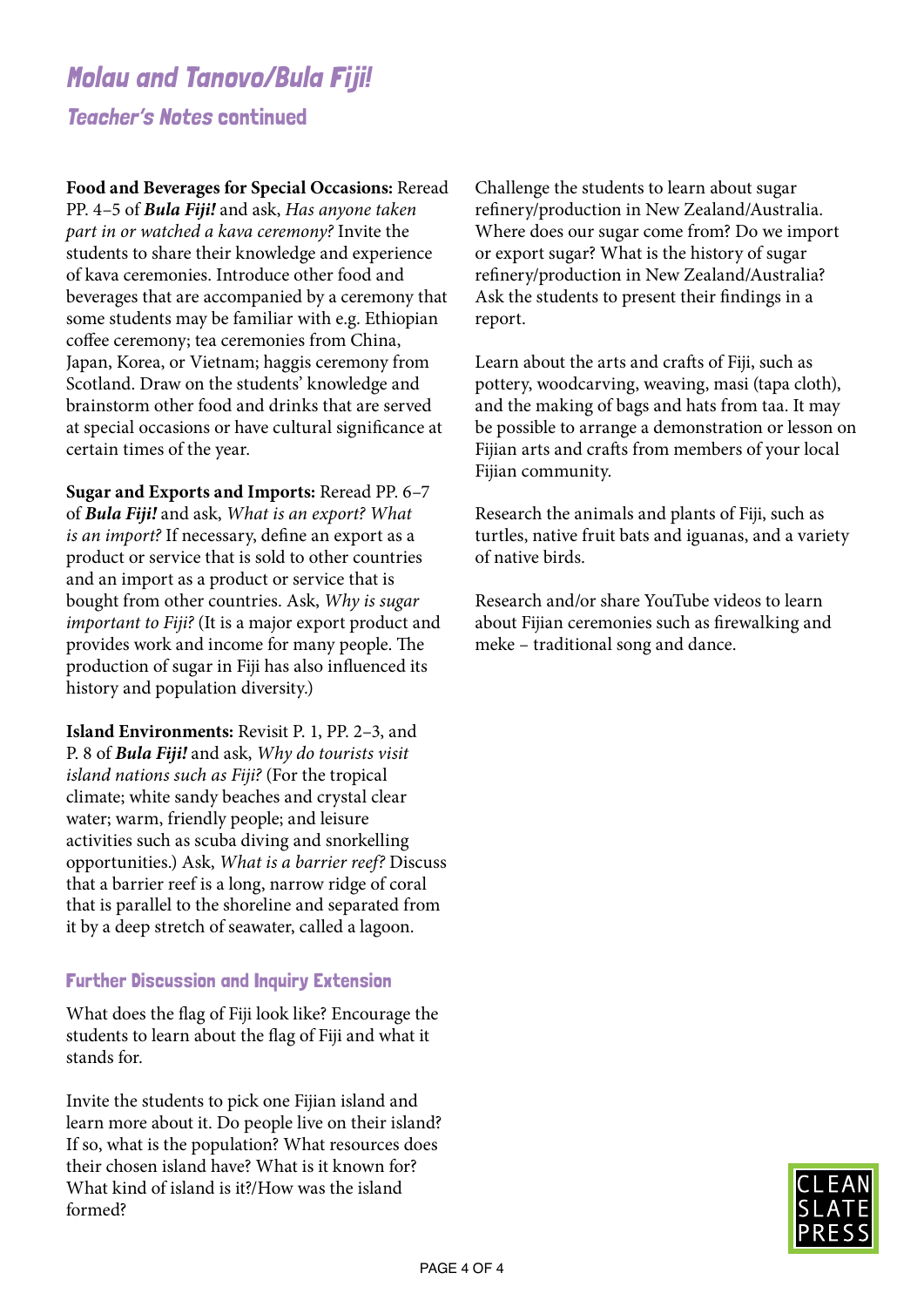# *Molau and Tanovo/Bula Fiji!*

## *Teacher's Notes* continued

**Food and Beverages for Special Occasions:** Reread PP. 4–5 of ***Bula Fiji!*** and ask, *Has anyone taken part in or watched a kava ceremony?* Invite the students to share their knowledge and experience of kava ceremonies. Introduce other food and beverages that are accompanied by a ceremony that some students may be familiar with e.g. Ethiopian coffee ceremony; tea ceremonies from China, Japan, Korea, or Vietnam; haggis ceremony from Scotland. Draw on the students' knowledge and brainstorm other food and drinks that are served at special occasions or have cultural significance at certain times of the year.

**Sugar and Exports and Imports:** Reread PP. 6–7 of ***Bula Fiji!*** and ask, *What is an export? What is an import?* If necessary, define an export as a product or service that is sold to other countries and an import as a product or service that is bought from other countries. Ask, *Why is sugar important to Fiji?* (It is a major export product and provides work and income for many people. The production of sugar in Fiji has also influenced its history and population diversity.)

**Island Environments:** Revisit P. 1, PP. 2–3, and P. 8 of ***Bula Fiji!*** and ask, *Why do tourists visit island nations such as Fiji?* (For the tropical climate; white sandy beaches and crystal clear water; warm, friendly people; and leisure activities such as scuba diving and snorkelling opportunities.) Ask, *What is a barrier reef?* Discuss that a barrier reef is a long, narrow ridge of coral that is parallel to the shoreline and separated from it by a deep stretch of seawater, called a lagoon.

### Further Discussion and Inquiry Extension

What does the flag of Fiji look like? Encourage the students to learn about the flag of Fiji and what it stands for.

Invite the students to pick one Fijian island and learn more about it. Do people live on their island? If so, what is the population? What resources does their chosen island have? What is it known for? What kind of island is it?/How was the island formed?

Challenge the students to learn about sugar refinery/production in New Zealand/Australia. Where does our sugar come from? Do we import or export sugar? What is the history of sugar refinery/production in New Zealand/Australia? Ask the students to present their findings in a report.

Learn about the arts and crafts of Fiji, such as pottery, woodcarving, weaving, masi (tapa cloth), and the making of bags and hats from taa. It may be possible to arrange a demonstration or lesson on Fijian arts and crafts from members of your local Fijian community.

Research the animals and plants of Fiji, such as turtles, native fruit bats and iguanas, and a variety of native birds.

Research and/or share YouTube videos to learn about Fijian ceremonies such as firewalking and meke – traditional song and dance.

CLEAN SLATE PRESS